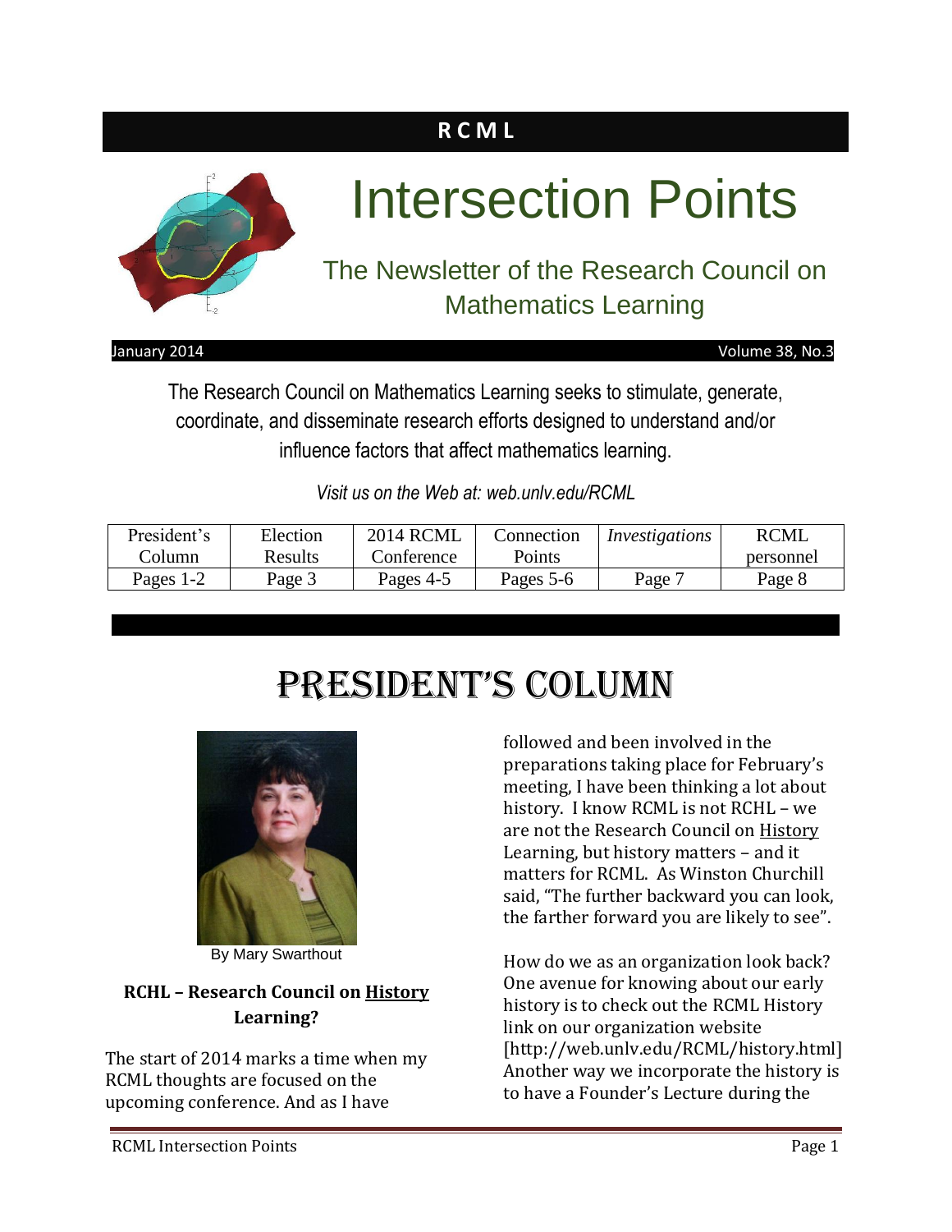**RCML**

# Intersection Points

## The Newsletter of the Research Council on Mathematics Learning

January 2014 Volume 38, No.3

The Research Council on Mathematics Learning seeks to stimulate, generate, coordinate, and disseminate research efforts designed to understand and/or influence factors that affect mathematics learning.

*Visit us on the Web at: web.unlv.edu/RCML*

| President's Column | Election Results | 2014 RCML Conference | Connection Points | *Investigations* | RCML personnel |
|---|---|---|---|---|---|
| Pages 1-2 | Page 3 | Pages 4-5 | Pages 5-6 | Page 7 | Page 8 |

# PRESIDENT'S COLUMN

By Mary Swarthout

**RCHL – Research Council on History Learning?**

The start of 2014 marks a time when my RCML thoughts are focused on the upcoming conference. And as I have followed and been involved in the preparations taking place for February's meeting, I have been thinking a lot about history. I know RCML is not RCHL – we are not the Research Council on History Learning, but history matters – and it matters for RCML. As Winston Churchill said, "The further backward you can look, the farther forward you are likely to see".

How do we as an organization look back? One avenue for knowing about our early history is to check out the RCML History link on our organization website [http://web.unlv.edu/RCML/history.html] Another way we incorporate the history is to have a Founder's Lecture during the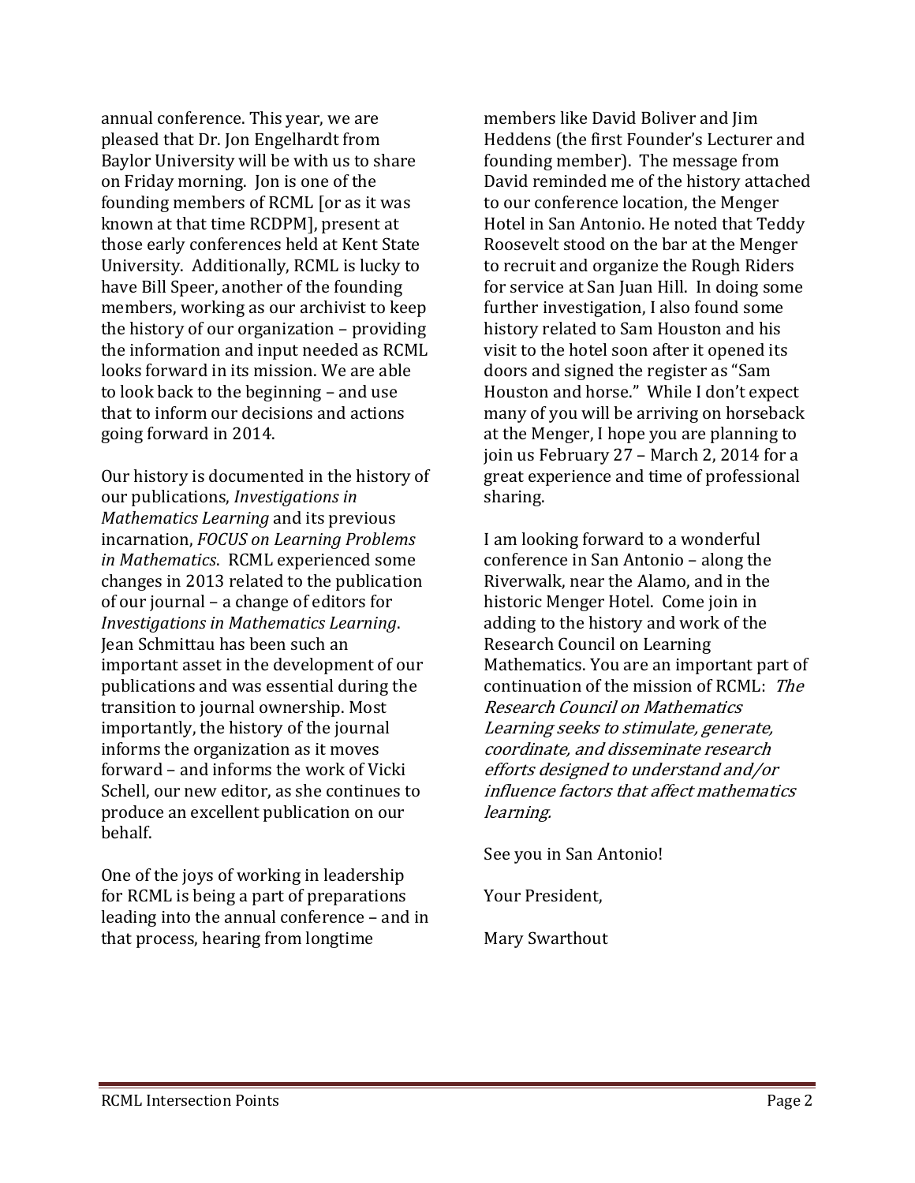annual conference. This year, we are pleased that Dr. Jon Engelhardt from Baylor University will be with us to share on Friday morning. Jon is one of the founding members of RCML [or as it was known at that time RCDPM], present at those early conferences held at Kent State University. Additionally, RCML is lucky to have Bill Speer, another of the founding members, working as our archivist to keep the history of our organization – providing the information and input needed as RCML looks forward in its mission. We are able to look back to the beginning – and use that to inform our decisions and actions going forward in 2014.

Our history is documented in the history of our publications, *Investigations in Mathematics Learning* and its previous incarnation, *FOCUS on Learning Problems in Mathematics*. RCML experienced some changes in 2013 related to the publication of our journal – a change of editors for *Investigations in Mathematics Learning*. Jean Schmittau has been such an important asset in the development of our publications and was essential during the transition to journal ownership. Most importantly, the history of the journal informs the organization as it moves forward – and informs the work of Vicki Schell, our new editor, as she continues to produce an excellent publication on our behalf.

One of the joys of working in leadership for RCML is being a part of preparations leading into the annual conference – and in that process, hearing from longtime members like David Boliver and Jim Heddens (the first Founder's Lecturer and founding member). The message from David reminded me of the history attached to our conference location, the Menger Hotel in San Antonio. He noted that Teddy Roosevelt stood on the bar at the Menger to recruit and organize the Rough Riders for service at San Juan Hill. In doing some further investigation, I also found some history related to Sam Houston and his visit to the hotel soon after it opened its doors and signed the register as "Sam Houston and horse." While I don't expect many of you will be arriving on horseback at the Menger, I hope you are planning to join us February 27 – March 2, 2014 for a great experience and time of professional sharing.

I am looking forward to a wonderful conference in San Antonio – along the Riverwalk, near the Alamo, and in the historic Menger Hotel. Come join in adding to the history and work of the Research Council on Learning Mathematics. You are an important part of continuation of the mission of RCML: *The Research Council on Mathematics Learning seeks to stimulate, generate, coordinate, and disseminate research efforts designed to understand and/or influence factors that affect mathematics learning.*

See you in San Antonio!

Your President,

Mary Swarthout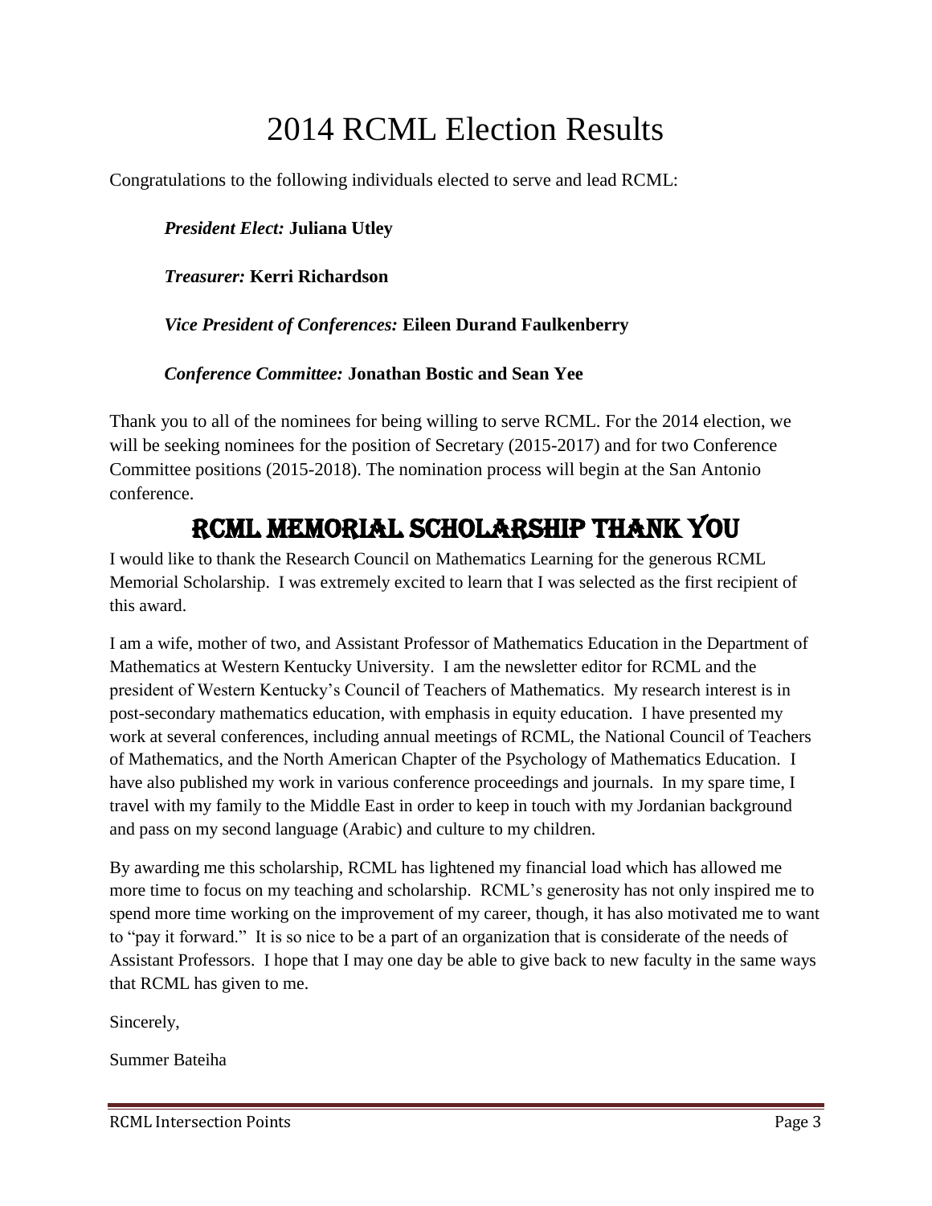# 2014 RCML Election Results

Congratulations to the following individuals elected to serve and lead RCML:

*President Elect:* **Juliana Utley**

*Treasurer:* **Kerri Richardson**

*Vice President of Conferences:* **Eileen Durand Faulkenberry**

*Conference Committee:* **Jonathan Bostic and Sean Yee**

Thank you to all of the nominees for being willing to serve RCML. For the 2014 election, we will be seeking nominees for the position of Secretary (2015-2017) and for two Conference Committee positions (2015-2018). The nomination process will begin at the San Antonio conference.

## RCML Memorial Scholarship Thank You

I would like to thank the Research Council on Mathematics Learning for the generous RCML Memorial Scholarship. I was extremely excited to learn that I was selected as the first recipient of this award.

I am a wife, mother of two, and Assistant Professor of Mathematics Education in the Department of Mathematics at Western Kentucky University. I am the newsletter editor for RCML and the president of Western Kentucky's Council of Teachers of Mathematics. My research interest is in post-secondary mathematics education, with emphasis in equity education. I have presented my work at several conferences, including annual meetings of RCML, the National Council of Teachers of Mathematics, and the North American Chapter of the Psychology of Mathematics Education. I have also published my work in various conference proceedings and journals. In my spare time, I travel with my family to the Middle East in order to keep in touch with my Jordanian background and pass on my second language (Arabic) and culture to my children.

By awarding me this scholarship, RCML has lightened my financial load which has allowed me more time to focus on my teaching and scholarship. RCML's generosity has not only inspired me to spend more time working on the improvement of my career, though, it has also motivated me to want to "pay it forward." It is so nice to be a part of an organization that is considerate of the needs of Assistant Professors. I hope that I may one day be able to give back to new faculty in the same ways that RCML has given to me.

Sincerely,

Summer Bateiha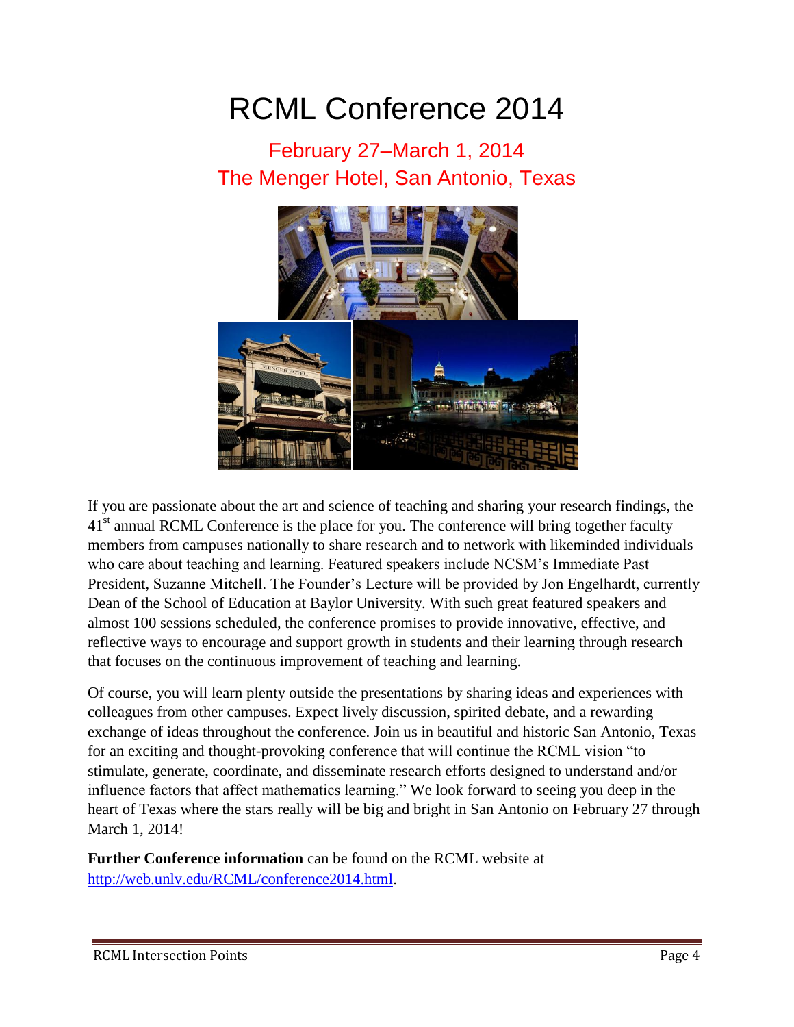# RCML Conference 2014

## February 27–March 1, 2014
## The Menger Hotel, San Antonio, Texas

If you are passionate about the art and science of teaching and sharing your research findings, the 41st annual RCML Conference is the place for you. The conference will bring together faculty members from campuses nationally to share research and to network with likeminded individuals who care about teaching and learning. Featured speakers include NCSM's Immediate Past President, Suzanne Mitchell. The Founder's Lecture will be provided by Jon Engelhardt, currently Dean of the School of Education at Baylor University. With such great featured speakers and almost 100 sessions scheduled, the conference promises to provide innovative, effective, and reflective ways to encourage and support growth in students and their learning through research that focuses on the continuous improvement of teaching and learning.

Of course, you will learn plenty outside the presentations by sharing ideas and experiences with colleagues from other campuses. Expect lively discussion, spirited debate, and a rewarding exchange of ideas throughout the conference. Join us in beautiful and historic San Antonio, Texas for an exciting and thought-provoking conference that will continue the RCML vision "to stimulate, generate, coordinate, and disseminate research efforts designed to understand and/or influence factors that affect mathematics learning." We look forward to seeing you deep in the heart of Texas where the stars really will be big and bright in San Antonio on February 27 through March 1, 2014!

**Further Conference information** can be found on the RCML website at [http://web.unlv.edu/RCML/conference2014.html](http://web.unlv.edu/RCML/conference2014.html).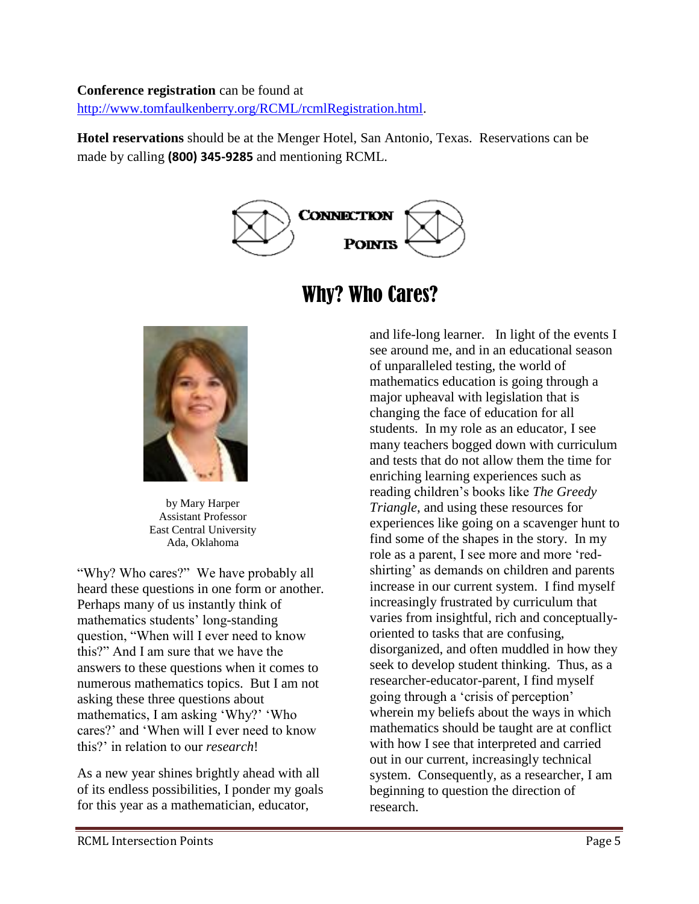**Conference registration** can be found at http://www.tomfaulkenberry.org/RCML/rcmlRegistration.html.

**Hotel reservations** should be at the Menger Hotel, San Antonio, Texas. Reservations can be made by calling **(800) 345-9285** and mentioning RCML.

CONNECTION POINTS

# Why? Who Cares?

by Mary Harper
Assistant Professor
East Central University
Ada, Oklahoma

"Why? Who cares?" We have probably all heard these questions in one form or another. Perhaps many of us instantly think of mathematics students' long-standing question, "When will I ever need to know this?" And I am sure that we have the answers to these questions when it comes to numerous mathematics topics. But I am not asking these three questions about mathematics, I am asking 'Why?' 'Who cares?' and 'When will I ever need to know this?' in relation to our *research*!

As a new year shines brightly ahead with all of its endless possibilities, I ponder my goals for this year as a mathematician, educator, and life-long learner. In light of the events I see around me, and in an educational season of unparalleled testing, the world of mathematics education is going through a major upheaval with legislation that is changing the face of education for all students. In my role as an educator, I see many teachers bogged down with curriculum and tests that do not allow them the time for enriching learning experiences such as reading children's books like *The Greedy Triangle*, and using these resources for experiences like going on a scavenger hunt to find some of the shapes in the story. In my role as a parent, I see more and more 'red-shirting' as demands on children and parents increase in our current system. I find myself increasingly frustrated by curriculum that varies from insightful, rich and conceptually-oriented to tasks that are confusing, disorganized, and often muddled in how they seek to develop student thinking. Thus, as a researcher-educator-parent, I find myself going through a 'crisis of perception' wherein my beliefs about the ways in which mathematics should be taught are at conflict with how I see that interpreted and carried out in our current, increasingly technical system. Consequently, as a researcher, I am beginning to question the direction of research.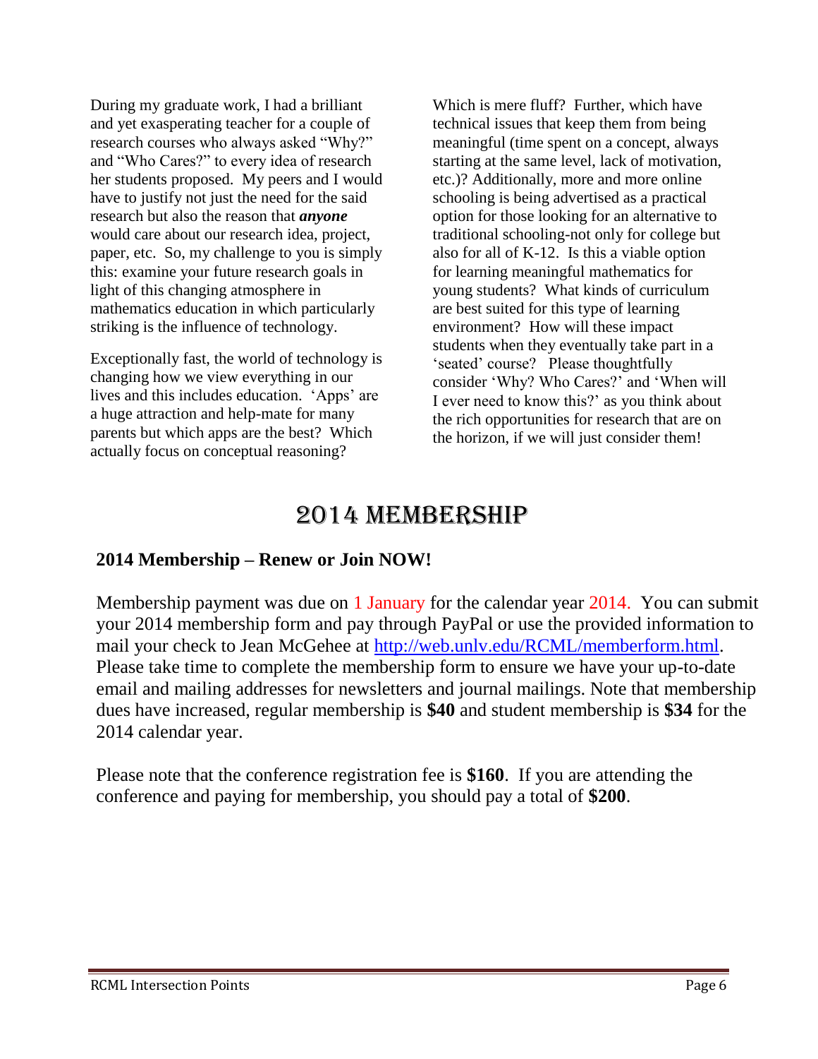During my graduate work, I had a brilliant and yet exasperating teacher for a couple of research courses who always asked "Why?" and "Who Cares?" to every idea of research her students proposed. My peers and I would have to justify not just the need for the said research but also the reason that ***anyone*** would care about our research idea, project, paper, etc. So, my challenge to you is simply this: examine your future research goals in light of this changing atmosphere in mathematics education in which particularly striking is the influence of technology.

Exceptionally fast, the world of technology is changing how we view everything in our lives and this includes education. 'Apps' are a huge attraction and help-mate for many parents but which apps are the best? Which actually focus on conceptual reasoning? Which is mere fluff? Further, which have technical issues that keep them from being meaningful (time spent on a concept, always starting at the same level, lack of motivation, etc.)? Additionally, more and more online schooling is being advertised as a practical option for those looking for an alternative to traditional schooling-not only for college but also for all of K-12. Is this a viable option for learning meaningful mathematics for young students? What kinds of curriculum are best suited for this type of learning environment? How will these impact students when they eventually take part in a 'seated' course? Please thoughtfully consider 'Why? Who Cares?' and 'When will I ever need to know this?' as you think about the rich opportunities for research that are on the horizon, if we will just consider them!

# 2014 Membership

**2014 Membership – Renew or Join NOW!**

Membership payment was due on 1 January for the calendar year 2014. You can submit your 2014 membership form and pay through PayPal or use the provided information to mail your check to Jean McGehee at http://web.unlv.edu/RCML/memberform.html. Please take time to complete the membership form to ensure we have your up-to-date email and mailing addresses for newsletters and journal mailings. Note that membership dues have increased, regular membership is **$40** and student membership is **$34** for the 2014 calendar year.

Please note that the conference registration fee is **$160**. If you are attending the conference and paying for membership, you should pay a total of **$200**.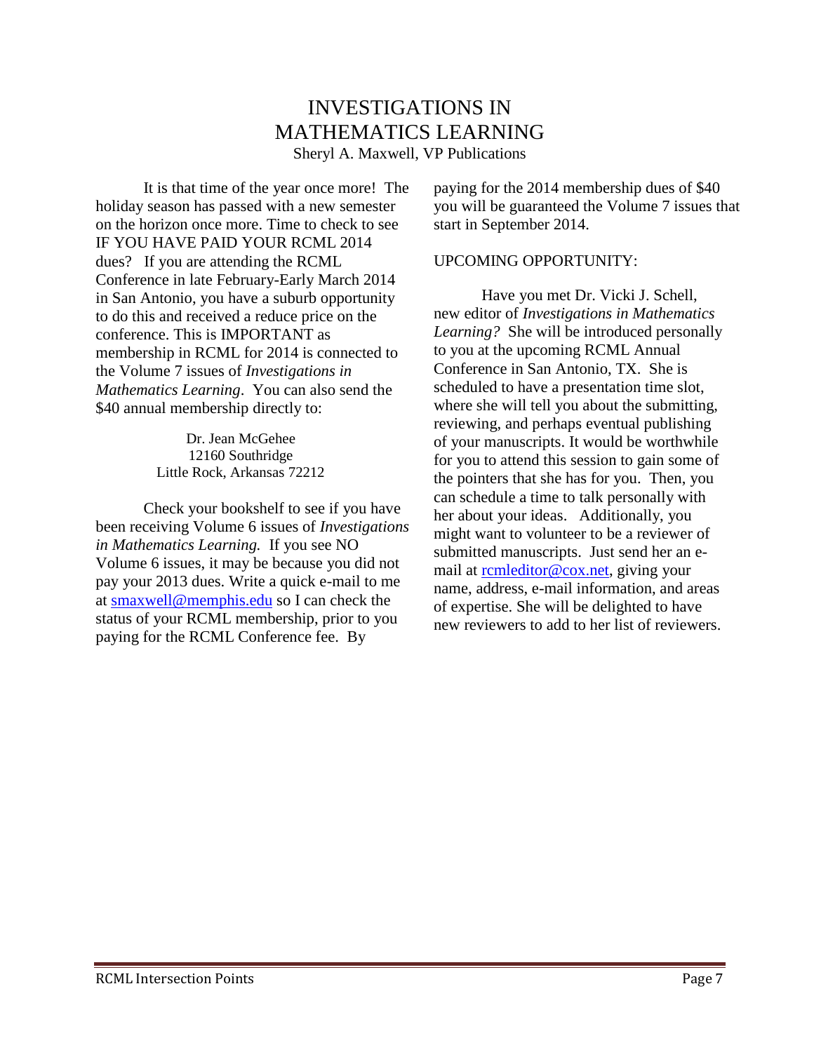# INVESTIGATIONS IN MATHEMATICS LEARNING

Sheryl A. Maxwell, VP Publications

It is that time of the year once more! The holiday season has passed with a new semester on the horizon once more. Time to check to see IF YOU HAVE PAID YOUR RCML 2014 dues? If you are attending the RCML Conference in late February-Early March 2014 in San Antonio, you have a suburb opportunity to do this and received a reduce price on the conference. This is IMPORTANT as membership in RCML for 2014 is connected to the Volume 7 issues of *Investigations in Mathematics Learning*. You can also send the $40 annual membership directly to:

Dr. Jean McGehee
12160 Southridge
Little Rock, Arkansas 72212

Check your bookshelf to see if you have been receiving Volume 6 issues of *Investigations in Mathematics Learning.* If you see NO Volume 6 issues, it may be because you did not pay your 2013 dues. Write a quick e-mail to me at smaxwell@memphis.edu so I can check the status of your RCML membership, prior to you paying for the RCML Conference fee. By paying for the 2014 membership dues of $40 you will be guaranteed the Volume 7 issues that start in September 2014.

UPCOMING OPPORTUNITY:

Have you met Dr. Vicki J. Schell, new editor of *Investigations in Mathematics Learning?* She will be introduced personally to you at the upcoming RCML Annual Conference in San Antonio, TX. She is scheduled to have a presentation time slot, where she will tell you about the submitting, reviewing, and perhaps eventual publishing of your manuscripts. It would be worthwhile for you to attend this session to gain some of the pointers that she has for you. Then, you can schedule a time to talk personally with her about your ideas. Additionally, you might want to volunteer to be a reviewer of submitted manuscripts. Just send her an e-mail at rcmleditor@cox.net, giving your name, address, e-mail information, and areas of expertise. She will be delighted to have new reviewers to add to her list of reviewers.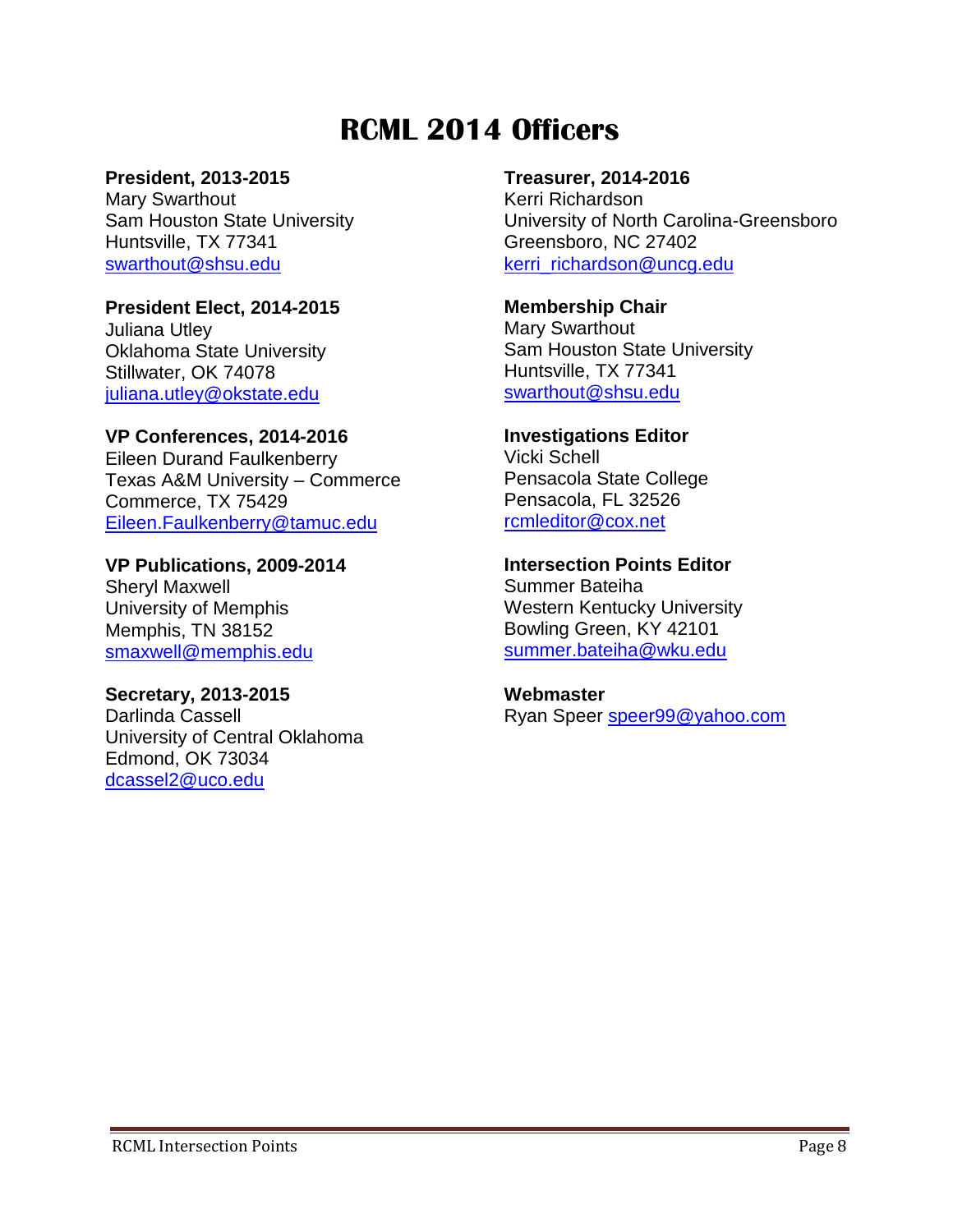# RCML 2014 Officers

**President, 2013-2015**
Mary Swarthout
Sam Houston State University
Huntsville, TX 77341
swarthout@shsu.edu

**President Elect, 2014-2015**
Juliana Utley
Oklahoma State University
Stillwater, OK 74078
juliana.utley@okstate.edu

**VP Conferences, 2014-2016**
Eileen Durand Faulkenberry
Texas A&M University – Commerce
Commerce, TX 75429
Eileen.Faulkenberry@tamuc.edu

**VP Publications, 2009-2014**
Sheryl Maxwell
University of Memphis
Memphis, TN 38152
smaxwell@memphis.edu

**Secretary, 2013-2015**
Darlinda Cassell
University of Central Oklahoma
Edmond, OK 73034
dcassel2@uco.edu

**Treasurer, 2014-2016**
Kerri Richardson
University of North Carolina-Greensboro
Greensboro, NC 27402
kerri_richardson@uncg.edu

**Membership Chair**
Mary Swarthout
Sam Houston State University
Huntsville, TX 77341
swarthout@shsu.edu

**Investigations Editor**
Vicki Schell
Pensacola State College
Pensacola, FL 32526
rcmleditor@cox.net

**Intersection Points Editor**
Summer Bateiha
Western Kentucky University
Bowling Green, KY 42101
summer.bateiha@wku.edu

**Webmaster**
Ryan Speer speer99@yahoo.com